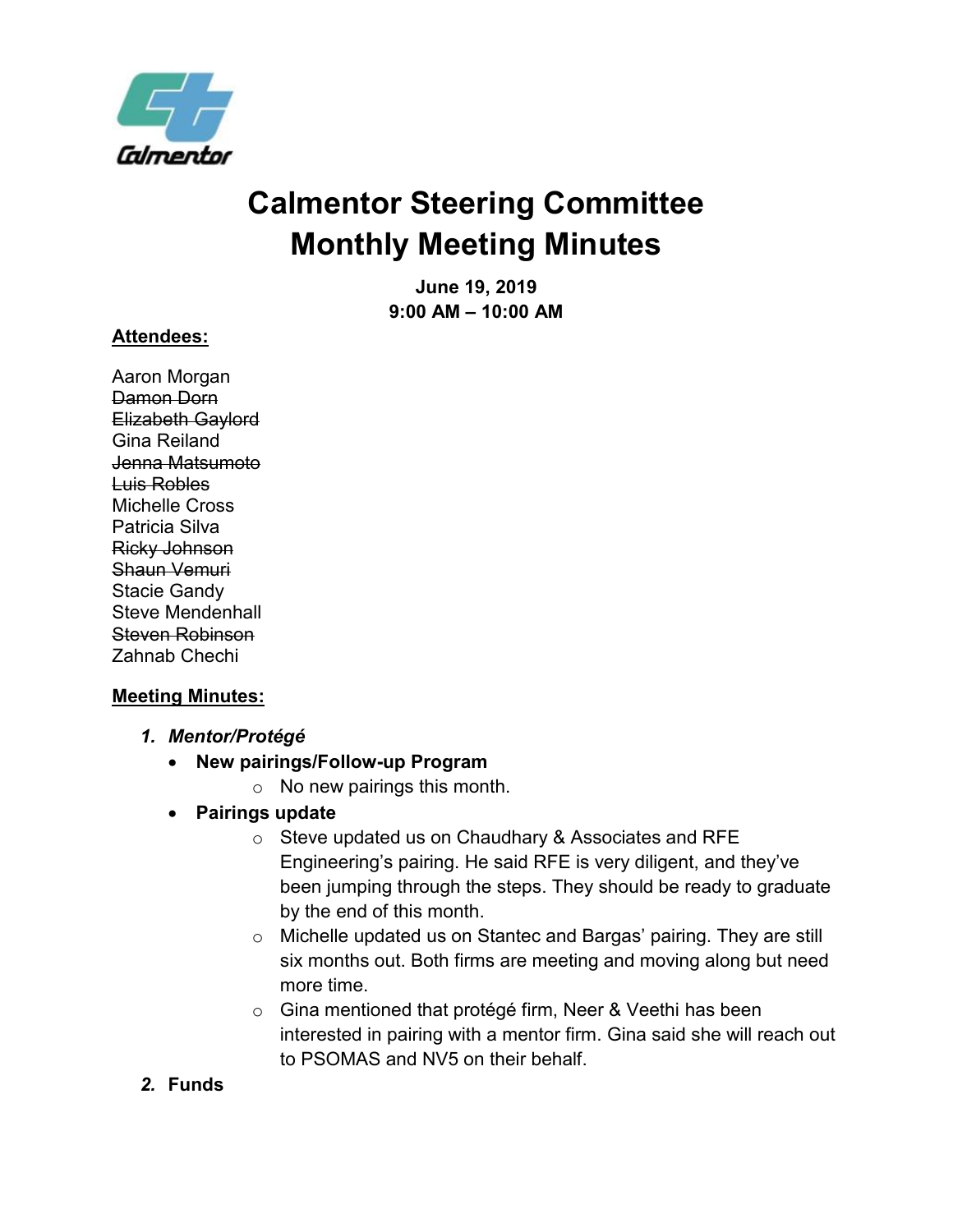# Calmentor Steering Committee
# Monthly Meeting Minutes

**June 19, 2019**
**9:00 AM – 10:00 AM**

**Attendees:**

Aaron Morgan
~~Damon Dorn~~
~~Elizabeth Gaylord~~
Gina Reiland
~~Jenna Matsumoto~~
~~Luis Robles~~
Michelle Cross
Patricia Silva
~~Ricky Johnson~~
~~Shaun Vemuri~~
Stacie Gandy
Steve Mendenhall
~~Steven Robinson~~
Zahnab Chechi

**Meeting Minutes:**

1. ***Mentor/Protégé***
    - **New pairings/Follow-up Program**
        - No new pairings this month.
    - **Pairings update**
        - Steve updated us on Chaudhary & Associates and RFE Engineering's pairing. He said RFE is very diligent, and they've been jumping through the steps. They should be ready to graduate by the end of this month.
        - Michelle updated us on Stantec and Bargas' pairing. They are still six months out. Both firms are meeting and moving along but need more time.
        - Gina mentioned that protégé firm, Neer & Veethi has been interested in pairing with a mentor firm. Gina said she will reach out to PSOMAS and NV5 on their behalf.
2. ***Funds***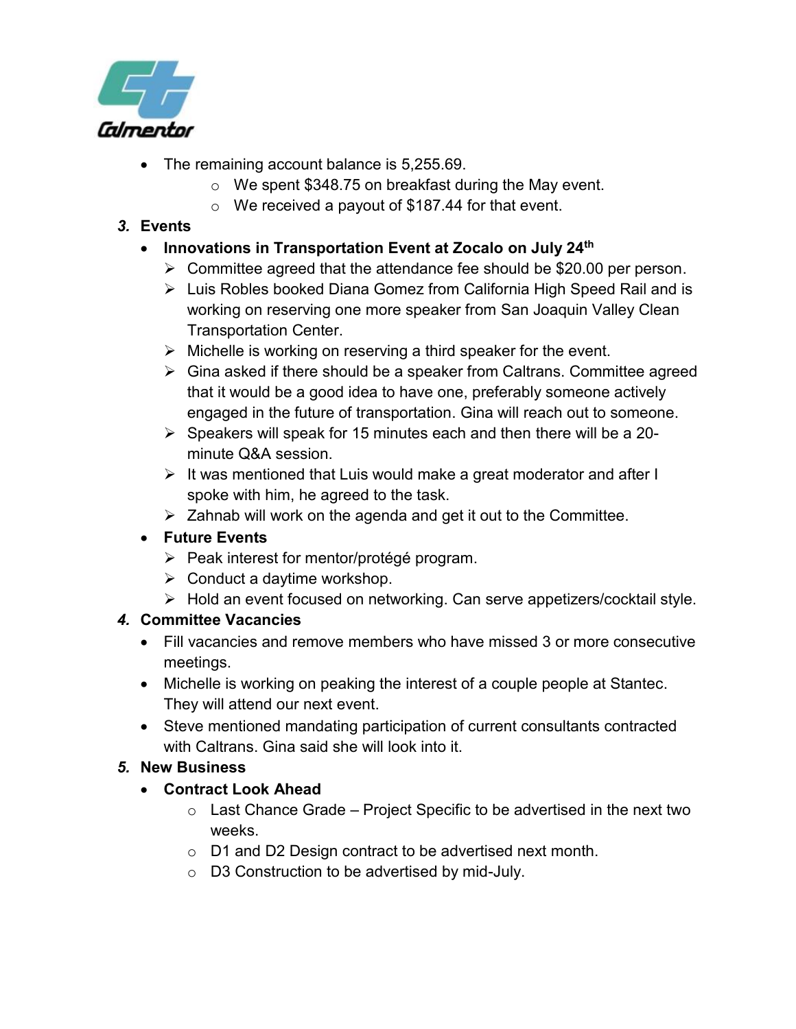- The remaining account balance is 5,255.69.
  - We spent $348.75 on breakfast during the May event.
  - We received a payout of $187.44 for that event.

***3. Events***

- **Innovations in Transportation Event at Zocalo on July 24th**
  - Committee agreed that the attendance fee should be $20.00 per person.
  - Luis Robles booked Diana Gomez from California High Speed Rail and is working on reserving one more speaker from San Joaquin Valley Clean Transportation Center.
  - Michelle is working on reserving a third speaker for the event.
  - Gina asked if there should be a speaker from Caltrans. Committee agreed that it would be a good idea to have one, preferably someone actively engaged in the future of transportation. Gina will reach out to someone.
  - Speakers will speak for 15 minutes each and then there will be a 20-minute Q&A session.
  - It was mentioned that Luis would make a great moderator and after I spoke with him, he agreed to the task.
  - Zahnab will work on the agenda and get it out to the Committee.
- **Future Events**
  - Peak interest for mentor/protégé program.
  - Conduct a daytime workshop.
  - Hold an event focused on networking. Can serve appetizers/cocktail style.

***4. Committee Vacancies***

- Fill vacancies and remove members who have missed 3 or more consecutive meetings.
- Michelle is working on peaking the interest of a couple people at Stantec. They will attend our next event.
- Steve mentioned mandating participation of current consultants contracted with Caltrans. Gina said she will look into it.

***5. New Business***

- **Contract Look Ahead**
  - Last Chance Grade – Project Specific to be advertised in the next two weeks.
  - D1 and D2 Design contract to be advertised next month.
  - D3 Construction to be advertised by mid-July.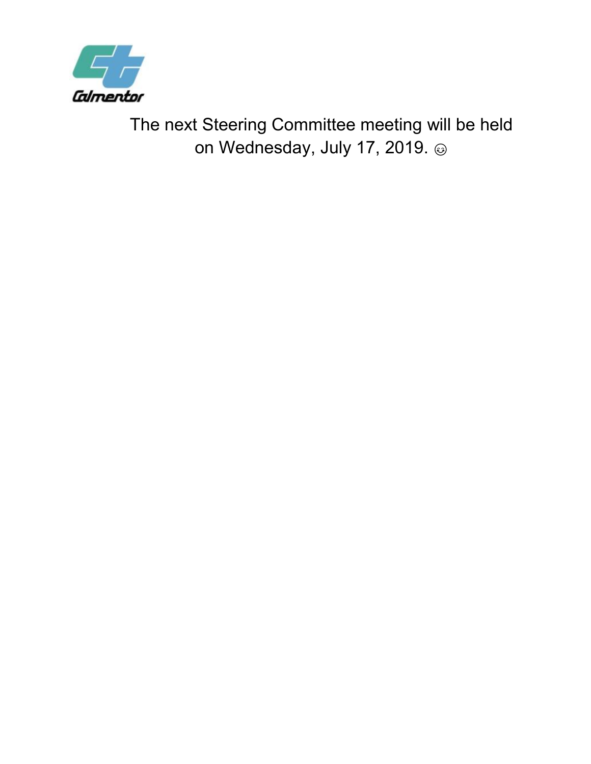Calmentor

The next Steering Committee meeting will be held on Wednesday, July 17, 2019. 😊